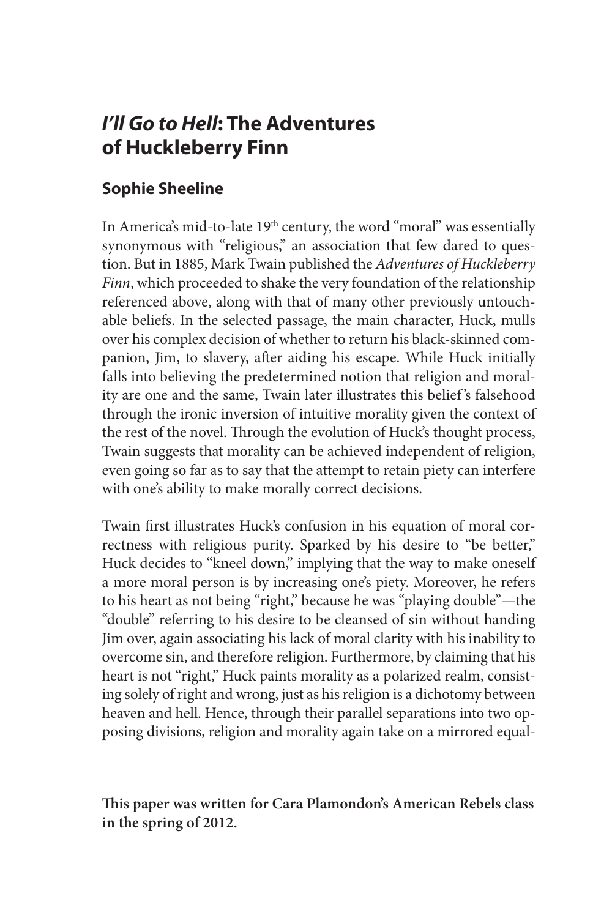# *I'll Go to Hell*: The Adventures of Huckleberry Finn

## Sophie Sheeline

In America's mid-to-late 19th century, the word "moral" was essentially synonymous with "religious," an association that few dared to question. But in 1885, Mark Twain published the *Adventures of Huckleberry Finn*, which proceeded to shake the very foundation of the relationship referenced above, along with that of many other previously untouchable beliefs. In the selected passage, the main character, Huck, mulls over his complex decision of whether to return his black-skinned companion, Jim, to slavery, after aiding his escape. While Huck initially falls into believing the predetermined notion that religion and morality are one and the same, Twain later illustrates this belief's falsehood through the ironic inversion of intuitive morality given the context of the rest of the novel. Through the evolution of Huck's thought process, Twain suggests that morality can be achieved independent of religion, even going so far as to say that the attempt to retain piety can interfere with one's ability to make morally correct decisions.

Twain first illustrates Huck's confusion in his equation of moral correctness with religious purity. Sparked by his desire to "be better," Huck decides to "kneel down," implying that the way to make oneself a more moral person is by increasing one's piety. Moreover, he refers to his heart as not being "right," because he was "playing double"—the "double" referring to his desire to be cleansed of sin without handing Jim over, again associating his lack of moral clarity with his inability to overcome sin, and therefore religion. Furthermore, by claiming that his heart is not "right," Huck paints morality as a polarized realm, consisting solely of right and wrong, just as his religion is a dichotomy between heaven and hell. Hence, through their parallel separations into two opposing divisions, religion and morality again take on a mirrored equal-

---

**This paper was written for Cara Plamondon's American Rebels class in the spring of 2012.**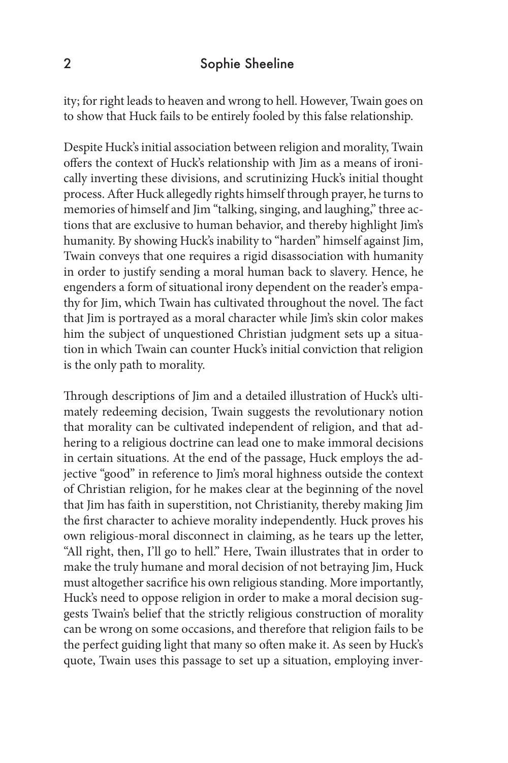ity; for right leads to heaven and wrong to hell. However, Twain goes on to show that Huck fails to be entirely fooled by this false relationship.

Despite Huck's initial association between religion and morality, Twain offers the context of Huck's relationship with Jim as a means of ironically inverting these divisions, and scrutinizing Huck's initial thought process. After Huck allegedly rights himself through prayer, he turns to memories of himself and Jim "talking, singing, and laughing," three actions that are exclusive to human behavior, and thereby highlight Jim's humanity. By showing Huck's inability to "harden" himself against Jim, Twain conveys that one requires a rigid disassociation with humanity in order to justify sending a moral human back to slavery. Hence, he engenders a form of situational irony dependent on the reader's empathy for Jim, which Twain has cultivated throughout the novel. The fact that Jim is portrayed as a moral character while Jim's skin color makes him the subject of unquestioned Christian judgment sets up a situation in which Twain can counter Huck's initial conviction that religion is the only path to morality.

Through descriptions of Jim and a detailed illustration of Huck's ultimately redeeming decision, Twain suggests the revolutionary notion that morality can be cultivated independent of religion, and that adhering to a religious doctrine can lead one to make immoral decisions in certain situations. At the end of the passage, Huck employs the adjective "good" in reference to Jim's moral highness outside the context of Christian religion, for he makes clear at the beginning of the novel that Jim has faith in superstition, not Christianity, thereby making Jim the first character to achieve morality independently. Huck proves his own religious-moral disconnect in claiming, as he tears up the letter, "All right, then, I'll go to hell." Here, Twain illustrates that in order to make the truly humane and moral decision of not betraying Jim, Huck must altogether sacrifice his own religious standing. More importantly, Huck's need to oppose religion in order to make a moral decision suggests Twain's belief that the strictly religious construction of morality can be wrong on some occasions, and therefore that religion fails to be the perfect guiding light that many so often make it. As seen by Huck's quote, Twain uses this passage to set up a situation, employing inver-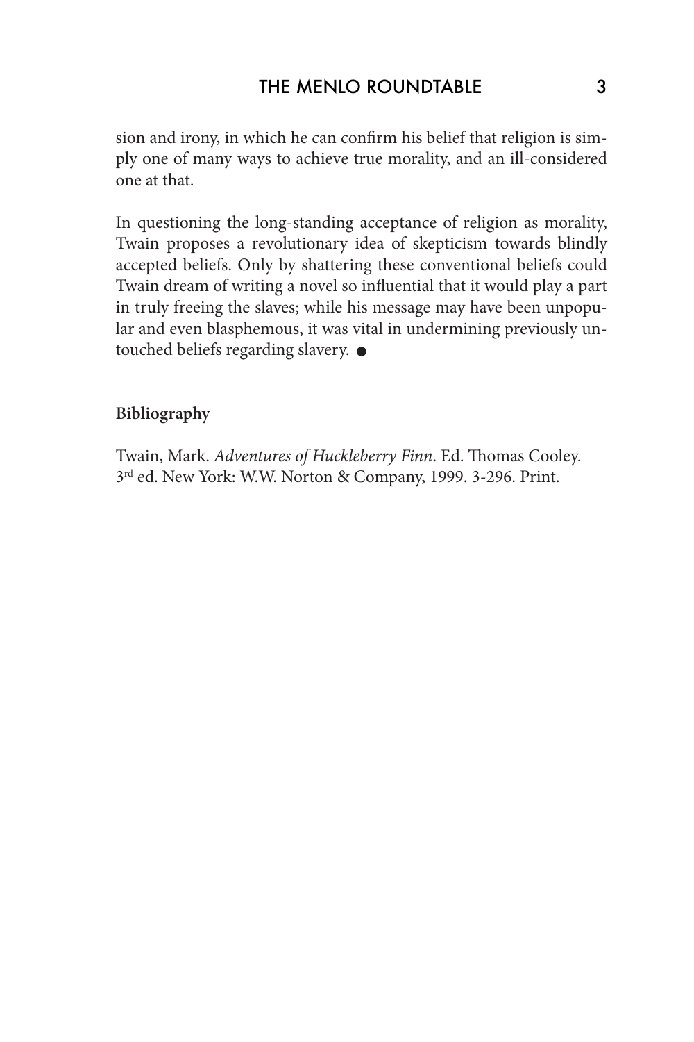sion and irony, in which he can confirm his belief that religion is simply one of many ways to achieve true morality, and an ill-considered one at that.

In questioning the long-standing acceptance of religion as morality, Twain proposes a revolutionary idea of skepticism towards blindly accepted beliefs. Only by shattering these conventional beliefs could Twain dream of writing a novel so influential that it would play a part in truly freeing the slaves; while his message may have been unpopular and even blasphemous, it was vital in undermining previously untouched beliefs regarding slavery. ●

**Bibliography**

Twain, Mark. *Adventures of Huckleberry Finn*. Ed. Thomas Cooley. 3rd ed. New York: W.W. Norton & Company, 1999. 3-296. Print.